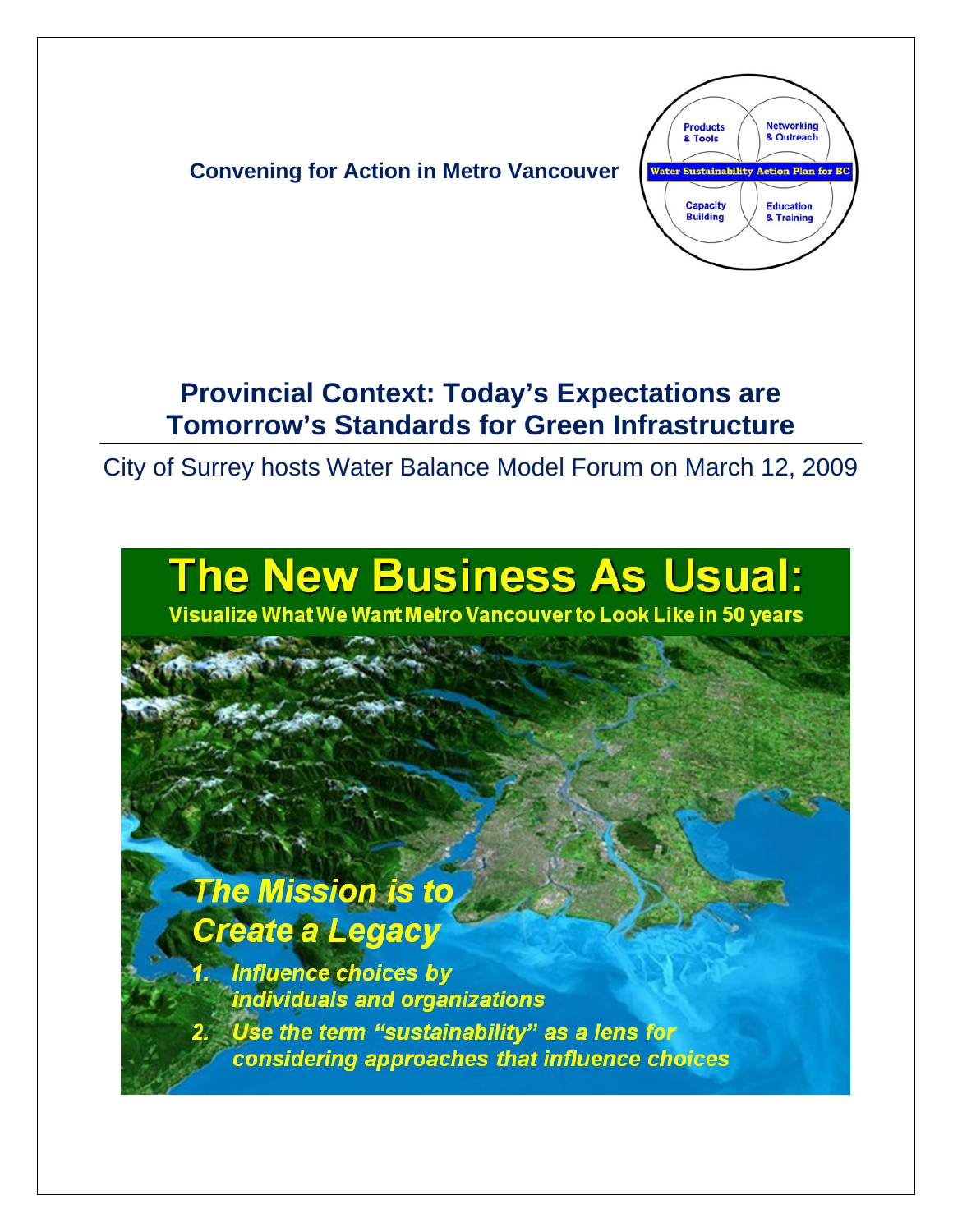**Convening for Action in Metro Vancouver**

Products & Tools | Networking & Outreach | Water Sustainability Action Plan for BC | Capacity Building | Education & Training

# Provincial Context: Today's Expectations are Tomorrow's Standards for Green Infrastructure

City of Surrey hosts Water Balance Model Forum on March 12, 2009

## The New Business As Usual:

**Visualize What We Want Metro Vancouver to Look Like in 50 years**

***The Mission is to Create a Legacy***

1. *Influence choices by individuals and organizations*
2. *Use the term "sustainability" as a lens for considering approaches that influence choices*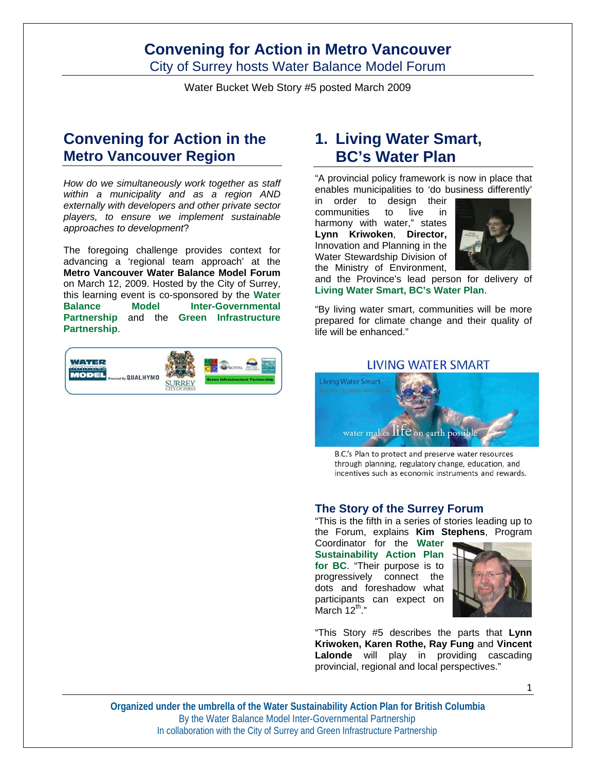# Convening for Action in Metro Vancouver

City of Surrey hosts Water Balance Model Forum

Water Bucket Web Story #5 posted March 2009

## Convening for Action in the Metro Vancouver Region

*How do we simultaneously work together as staff within a municipality and as a region AND externally with developers and other private sector players, to ensure we implement sustainable approaches to development*?

The foregoing challenge provides context for advancing a 'regional team approach' at the **Metro Vancouver Water Balance Model Forum** on March 12, 2009. Hosted by the City of Surrey, this learning event is co-sponsored by the **Water Balance Model Inter-Governmental Partnership** and the **Green Infrastructure Partnership**.

## 1. Living Water Smart, BC's Water Plan

"A provincial policy framework is now in place that enables municipalities to 'do business differently' in order to design their communities to live in harmony with water," states **Lynn Kriwoken**, **Director,** Innovation and Planning in the Water Stewardship Division of the Ministry of Environment, and the Province's lead person for delivery of **Living Water Smart, BC's Water Plan**.

"By living water smart, communities will be more prepared for climate change and their quality of life will be enhanced."

LIVING WATER SMART

B.C.'s Plan to protect and preserve water resources through planning, regulatory change, education, and incentives such as economic instruments and rewards.

### The Story of the Surrey Forum

"This is the fifth in a series of stories leading up to the Forum, explains **Kim Stephens**, Program Coordinator for the **Water Sustainability Action Plan for BC**. "Their purpose is to progressively connect the dots and foreshadow what participants can expect on March 12th."

"This Story #5 describes the parts that **Lynn Kriwoken, Karen Rothe, Ray Fung** and **Vincent Lalonde** will play in providing cascading provincial, regional and local perspectives."

**Organized under the umbrella of the Water Sustainability Action Plan for British Columbia**

By the Water Balance Model Inter-Governmental Partnership

In collaboration with the City of Surrey and Green Infrastructure Partnership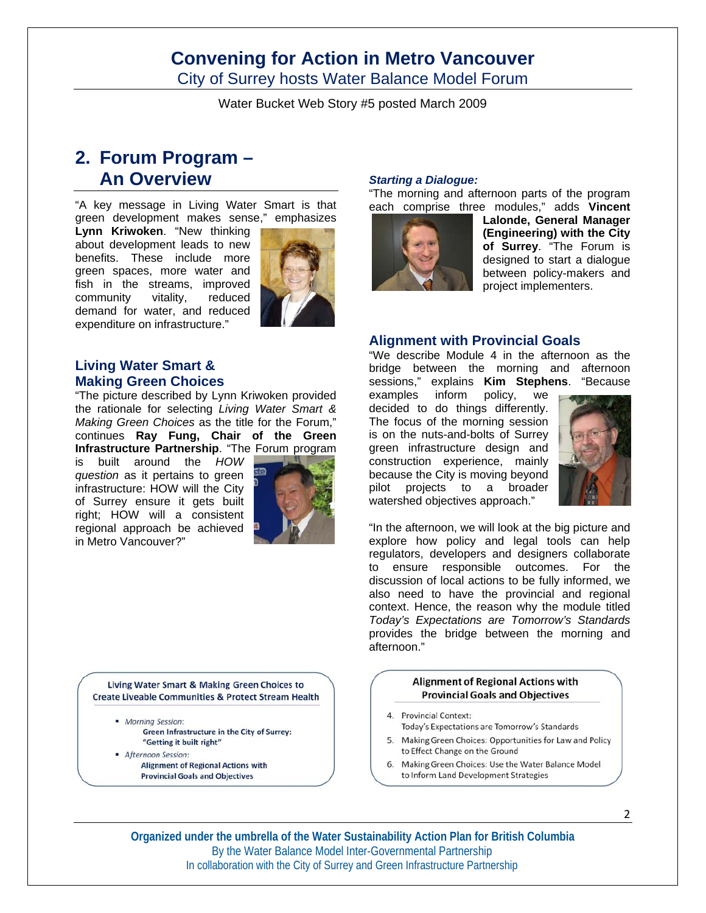# Convening for Action in Metro Vancouver

City of Surrey hosts Water Balance Model Forum

Water Bucket Web Story #5 posted March 2009

## 2. Forum Program – An Overview

"A key message in Living Water Smart is that green development makes sense," emphasizes **Lynn Kriwoken**. "New thinking about development leads to new benefits. These include more green spaces, more water and fish in the streams, improved community vitality, reduced demand for water, and reduced expenditure on infrastructure."

### Living Water Smart & Making Green Choices

"The picture described by Lynn Kriwoken provided the rationale for selecting *Living Water Smart & Making Green Choices* as the title for the Forum," continues **Ray Fung, Chair of the Green Infrastructure Partnership**. "The Forum program is built around the *HOW question* as it pertains to green infrastructure: HOW will the City of Surrey ensure it gets built right; HOW will a consistent regional approach be achieved in Metro Vancouver?"

Living Water Smart & Making Green Choices to Create Liveable Communities & Protect Stream Health

- *Morning Session*:
  **Green Infrastructure in the City of Surrey: "Getting it built right"**
- *Afternoon Session*:
  **Alignment of Regional Actions with Provincial Goals and Objectives**

### *Starting a Dialogue:*

"The morning and afternoon parts of the program each comprise three modules," adds **Vincent Lalonde, General Manager (Engineering) with the City of Surrey**. "The Forum is designed to start a dialogue between policy-makers and project implementers.

### Alignment with Provincial Goals

"We describe Module 4 in the afternoon as the bridge between the morning and afternoon sessions," explains **Kim Stephens**. "Because examples inform policy, we decided to do things differently. The focus of the morning session is on the nuts-and-bolts of Surrey green infrastructure design and construction experience, mainly because the City is moving beyond pilot projects to a broader watershed objectives approach."

"In the afternoon, we will look at the big picture and explore how policy and legal tools can help regulators, developers and designers collaborate to ensure responsible outcomes. For the discussion of local actions to be fully informed, we also need to have the provincial and regional context. Hence, the reason why the module titled *Today's Expectations are Tomorrow's Standards* provides the bridge between the morning and afternoon."

**Alignment of Regional Actions with Provincial Goals and Objectives**

4. Provincial Context:
   Today's Expectations are Tomorrow's Standards
5. Making Green Choices: Opportunities for Law and Policy to Effect Change on the Ground
6. Making Green Choices: Use the Water Balance Model to Inform Land Development Strategies

**Organized under the umbrella of the Water Sustainability Action Plan for British Columbia**
By the Water Balance Model Inter-Governmental Partnership
In collaboration with the City of Surrey and Green Infrastructure Partnership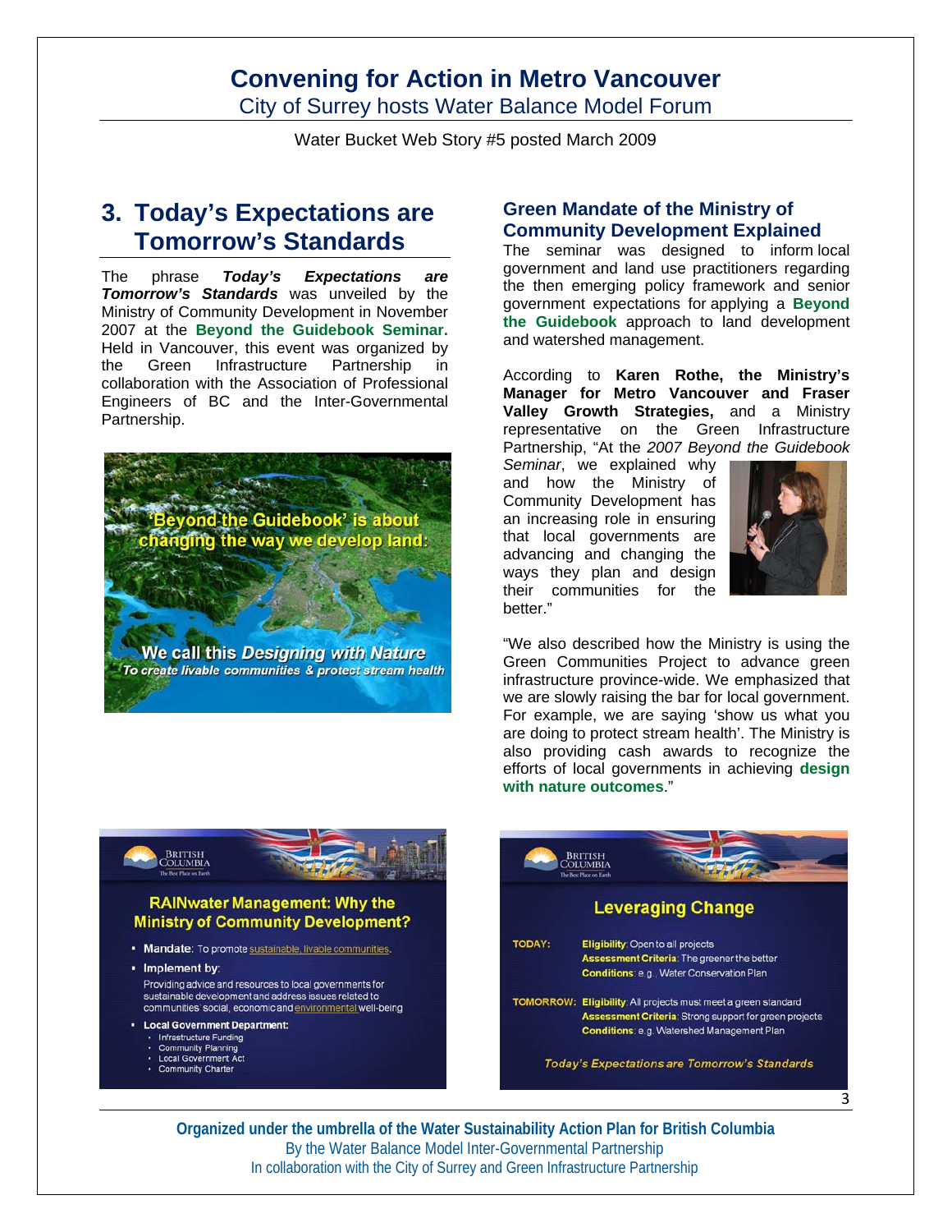## 3. Today's Expectations are Tomorrow's Standards

The phrase ***Today's Expectations are Tomorrow's Standards*** was unveiled by the Ministry of Community Development in November 2007 at the **Beyond the Guidebook Seminar.** Held in Vancouver, this event was organized by the Green Infrastructure Partnership in collaboration with the Association of Professional Engineers of BC and the Inter-Governmental Partnership.

### Green Mandate of the Ministry of Community Development Explained

The seminar was designed to inform local government and land use practitioners regarding the then emerging policy framework and senior government expectations for applying a **Beyond the Guidebook** approach to land development and watershed management.

According to **Karen Rothe, the Ministry's Manager for Metro Vancouver and Fraser Valley Growth Strategies,** and a Ministry representative on the Green Infrastructure Partnership, "At the *2007 Beyond the Guidebook Seminar*, we explained why and how the Ministry of Community Development has an increasing role in ensuring that local governments are advancing and changing the ways they plan and design their communities for the better."

"We also described how the Ministry is using the Green Communities Project to advance green infrastructure province-wide. We emphasized that we are slowly raising the bar for local government. For example, we are saying 'show us what you are doing to protect stream health'. The Ministry is also providing cash awards to recognize the efforts of local governments in achieving **design with nature outcomes**."

Organized under the umbrella of the Water Sustainability Action Plan for British Columbia
By the Water Balance Model Inter-Governmental Partnership
In collaboration with the City of Surrey and Green Infrastructure Partnership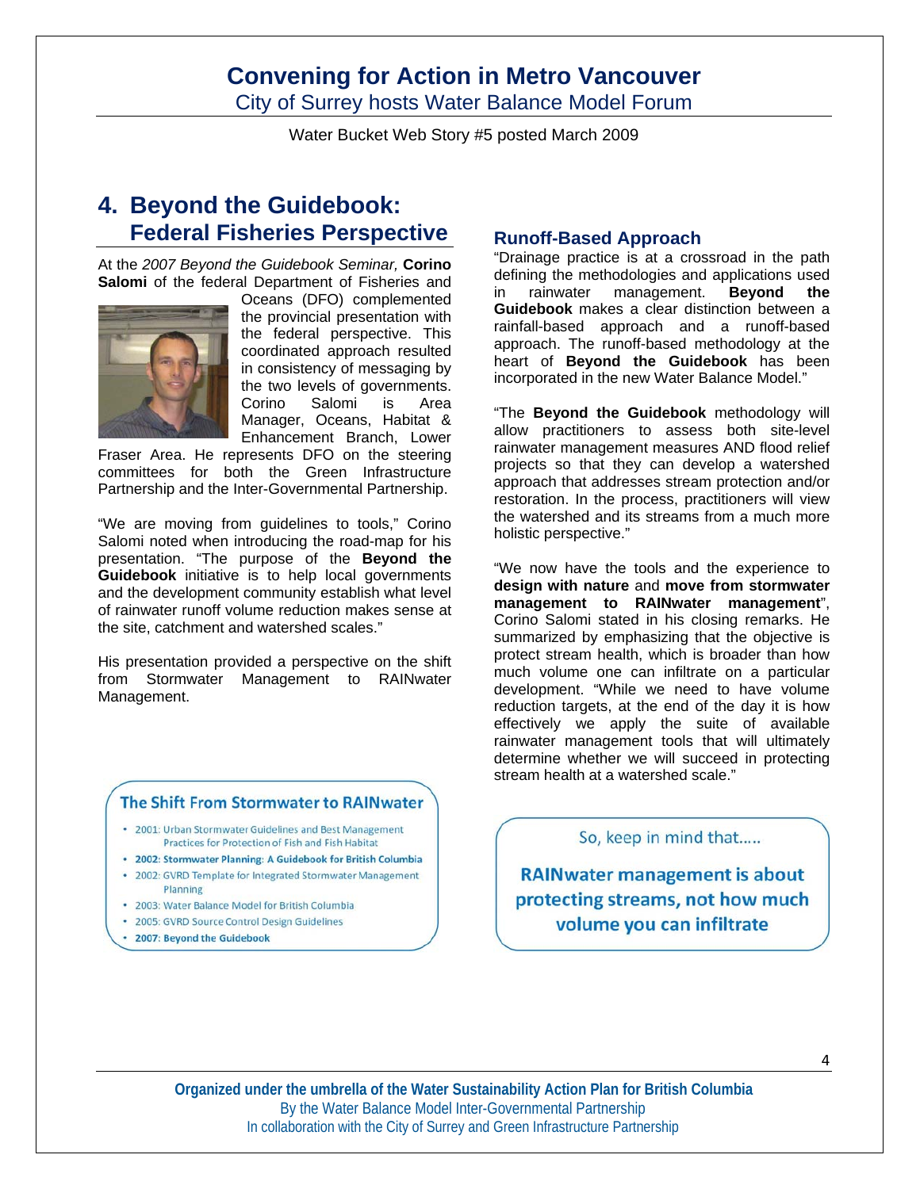# Convening for Action in Metro Vancouver

City of Surrey hosts Water Balance Model Forum

Water Bucket Web Story #5 posted March 2009

## 4. Beyond the Guidebook: Federal Fisheries Perspective

At the *2007 Beyond the Guidebook Seminar,* **Corino Salomi** of the federal Department of Fisheries and Oceans (DFO) complemented the provincial presentation with the federal perspective. This coordinated approach resulted in consistency of messaging by the two levels of governments. Corino Salomi is Area Manager, Oceans, Habitat & Enhancement Branch, Lower Fraser Area. He represents DFO on the steering committees for both the Green Infrastructure Partnership and the Inter-Governmental Partnership.

"We are moving from guidelines to tools," Corino Salomi noted when introducing the road-map for his presentation. "The purpose of the **Beyond the Guidebook** initiative is to help local governments and the development community establish what level of rainwater runoff volume reduction makes sense at the site, catchment and watershed scales."

His presentation provided a perspective on the shift from Stormwater Management to RAINwater Management.

**The Shift From Stormwater to RAINwater**

- 2001: Urban Stormwater Guidelines and Best Management Practices for Protection of Fish and Fish Habitat
- **2002: Stormwater Planning: A Guidebook for British Columbia**
- 2002: GVRD Template for Integrated Stormwater Management Planning
- 2003: Water Balance Model for British Columbia
- 2005: GVRD Source Control Design Guidelines
- **2007: Beyond the Guidebook**

### Runoff-Based Approach

"Drainage practice is at a crossroad in the path defining the methodologies and applications used in rainwater management. **Beyond the Guidebook** makes a clear distinction between a rainfall-based approach and a runoff-based approach. The runoff-based methodology at the heart of **Beyond the Guidebook** has been incorporated in the new Water Balance Model."

"The **Beyond the Guidebook** methodology will allow practitioners to assess both site-level rainwater management measures AND flood relief projects so that they can develop a watershed approach that addresses stream protection and/or restoration. In the process, practitioners will view the watershed and its streams from a much more holistic perspective."

"We now have the tools and the experience to **design with nature** and **move from stormwater management to RAINwater management**", Corino Salomi stated in his closing remarks. He summarized by emphasizing that the objective is protect stream health, which is broader than how much volume one can infiltrate on a particular development. "While we need to have volume reduction targets, at the end of the day it is how effectively we apply the suite of available rainwater management tools that will ultimately determine whether we will succeed in protecting stream health at a watershed scale."

So, keep in mind that.....

**RAINwater management is about protecting streams, not how much volume you can infiltrate**

**Organized under the umbrella of the Water Sustainability Action Plan for British Columbia**
By the Water Balance Model Inter-Governmental Partnership
In collaboration with the City of Surrey and Green Infrastructure Partnership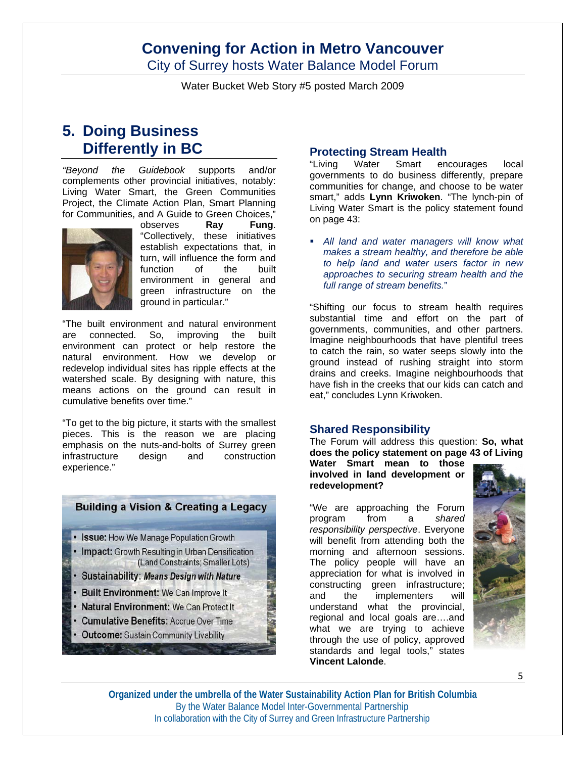# Convening for Action in Metro Vancouver

City of Surrey hosts Water Balance Model Forum

Water Bucket Web Story #5 posted March 2009

## 5. Doing Business Differently in BC

*"Beyond the Guidebook* supports and/or complements other provincial initiatives, notably: Living Water Smart, the Green Communities Project, the Climate Action Plan, Smart Planning for Communities, and A Guide to Green Choices," observes **Ray Fung**. "Collectively, these initiatives establish expectations that, in turn, will influence the form and function of the built environment in general and green infrastructure on the ground in particular."

"The built environment and natural environment are connected. So, improving the built environment can protect or help restore the natural environment. How we develop or redevelop individual sites has ripple effects at the watershed scale. By designing with nature, this means actions on the ground can result in cumulative benefits over time."

"To get to the big picture, it starts with the smallest pieces. This is the reason we are placing emphasis on the nuts-and-bolts of Surrey green infrastructure design and construction experience."

**Building a Vision & Creating a Legacy**

- **Issue:** How We Manage Population Growth
- **Impact:** Growth Resulting in Urban Densification (Land Constraints; Smaller Lots)
- **Sustainability:** ***Means Design with Nature***
- **Built Environment:** We Can Improve It
- **Natural Environment:** We Can Protect It
- **Cumulative Benefits:** Accrue Over Time
- **Outcome:** Sustain Community Livability

### Protecting Stream Health

"Living Water Smart encourages local governments to do business differently, prepare communities for change, and choose to be water smart," adds **Lynn Kriwoken**. "The lynch-pin of Living Water Smart is the policy statement found on page 43:

- *All land and water managers will know what makes a stream healthy, and therefore be able to help land and water users factor in new approaches to securing stream health and the full range of stream benefits."*

"Shifting our focus to stream health requires substantial time and effort on the part of governments, communities, and other partners. Imagine neighbourhoods that have plentiful trees to catch the rain, so water seeps slowly into the ground instead of rushing straight into storm drains and creeks. Imagine neighbourhoods that have fish in the creeks that our kids can catch and eat," concludes Lynn Kriwoken.

### Shared Responsibility

The Forum will address this question: **So, what does the policy statement on page 43 of Living Water Smart mean to those involved in land development or redevelopment?**

"We are approaching the Forum program from a *shared responsibility perspective*. Everyone will benefit from attending both the morning and afternoon sessions. The policy people will have an appreciation for what is involved in constructing green infrastructure; and the implementers will understand what the provincial, regional and local goals are….and what we are trying to achieve through the use of policy, approved standards and legal tools," states **Vincent Lalonde**.

**Organized under the umbrella of the Water Sustainability Action Plan for British Columbia**
By the Water Balance Model Inter-Governmental Partnership
In collaboration with the City of Surrey and Green Infrastructure Partnership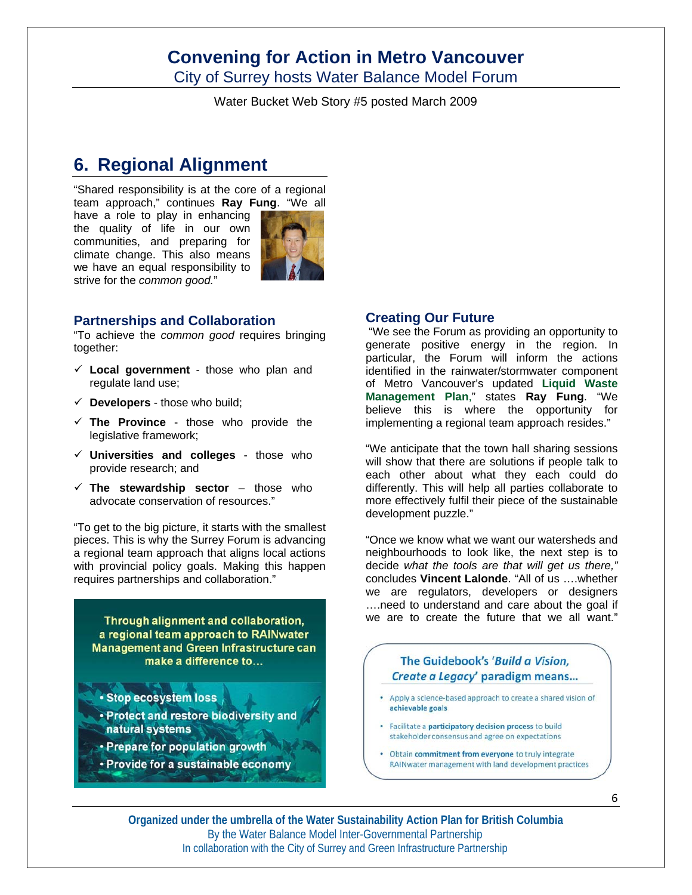# 6. Regional Alignment

"Shared responsibility is at the core of a regional team approach," continues **Ray Fung**. "We all have a role to play in enhancing the quality of life in our own communities, and preparing for climate change. This also means we have an equal responsibility to strive for the *common good.*"

## Partnerships and Collaboration

"To achieve the *common good* requires bringing together:

- ✓ **Local government** - those who plan and regulate land use;
- ✓ **Developers** - those who build;
- ✓ **The Province** - those who provide the legislative framework;
- ✓ **Universities and colleges** - those who provide research; and
- ✓ **The stewardship sector** – those who advocate conservation of resources."

"To get to the big picture, it starts with the smallest pieces. This is why the Surrey Forum is advancing a regional team approach that aligns local actions with provincial policy goals. Making this happen requires partnerships and collaboration."

Through alignment and collaboration, a regional team approach to RAINwater Management and Green Infrastructure can make a difference to…

- Stop ecosystem loss
- Protect and restore biodiversity and natural systems
- Prepare for population growth
- Provide for a sustainable economy

## Creating Our Future

"We see the Forum as providing an opportunity to generate positive energy in the region. In particular, the Forum will inform the actions identified in the rainwater/stormwater component of Metro Vancouver's updated **Liquid Waste Management Plan**," states **Ray Fung**. "We believe this is where the opportunity for implementing a regional team approach resides."

"We anticipate that the town hall sharing sessions will show that there are solutions if people talk to each other about what they each could do differently. This will help all parties collaborate to more effectively fulfil their piece of the sustainable development puzzle."

"Once we know what we want our watersheds and neighbourhoods to look like, the next step is to decide *what the tools are that will get us there,"* concludes **Vincent Lalonde**. "All of us ….whether we are regulators, developers or designers ….need to understand and care about the goal if we are to create the future that we all want."

The Guidebook's '*Build a Vision, Create a Legacy*' paradigm means…

- Apply a science-based approach to create a shared vision of **achievable goals**
- Facilitate a **participatory decision process** to build stakeholder consensus and agree on expectations
- Obtain **commitment from everyone** to truly integrate RAINwater management with land development practices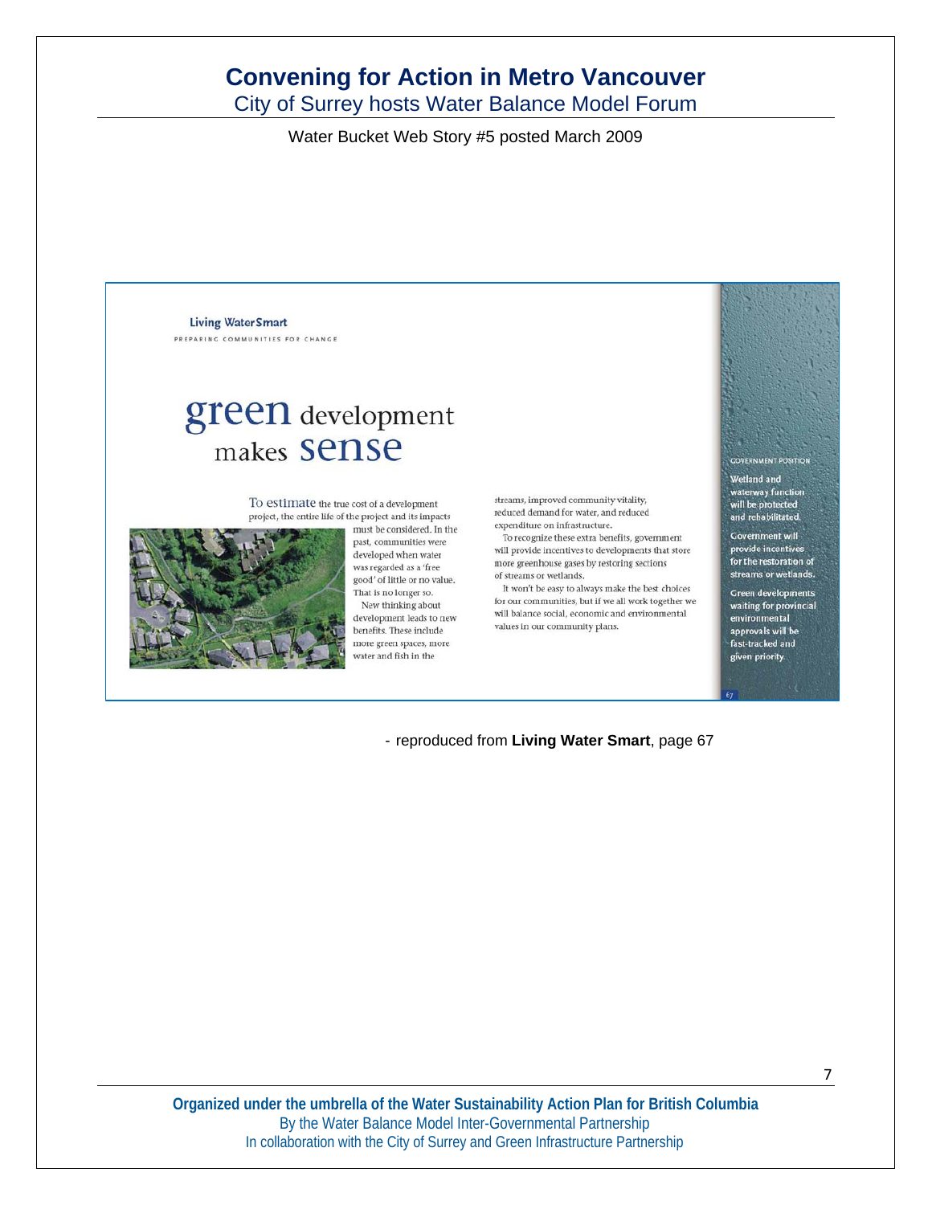# Convening for Action in Metro Vancouver

City of Surrey hosts Water Balance Model Forum

Water Bucket Web Story #5 posted March 2009

Living WaterSmart

PREPARING COMMUNITIES FOR CHANGE

## green development makes sense

To estimate the true cost of a development project, the entire life of the project and its impacts must be considered. In the past, communities were developed when water was regarded as a 'free good' of little or no value. That is no longer so.

New thinking about development leads to new benefits. These include more green spaces, more water and fish in the streams, improved community vitality, reduced demand for water, and reduced expenditure on infrastructure.

To recognize these extra benefits, government will provide incentives to developments that store more greenhouse gases by restoring sections of streams or wetlands.

It won't be easy to always make the best choices for our communities, but if we all work together we will balance social, economic and environmental values in our community plans.

GOVERNMENT POSITION

Wetland and waterway function will be protected and rehabilitated.

Government will provide incentives for the restoration of streams or wetlands.

Green developments waiting for provincial environmental approvals will be fast-tracked and given priority.

\- reproduced from **Living Water Smart**, page 67

**Organized under the umbrella of the Water Sustainability Action Plan for British Columbia**
By the Water Balance Model Inter-Governmental Partnership
In collaboration with the City of Surrey and Green Infrastructure Partnership